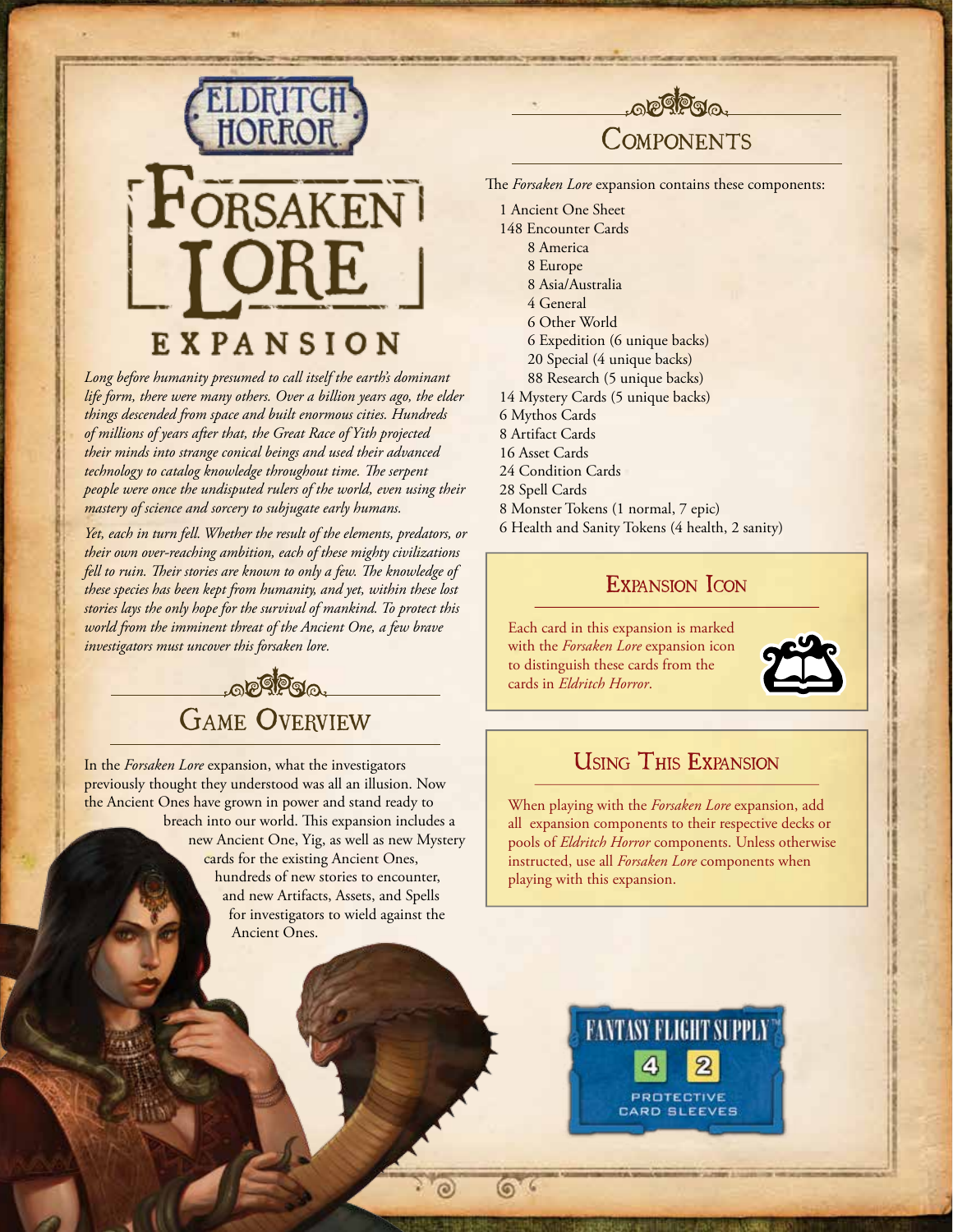# Eldritch Horror

# Forsaken Lore

## Expansion

*Long before humanity presumed to call itself the earth's dominant life form, there were many others. Over a billion years ago, the elder things descended from space and built enormous cities. Hundreds of millions of years after that, the Great Race of Yith projected their minds into strange conical beings and used their advanced technology to catalog knowledge throughout time. The serpent people were once the undisputed rulers of the world, even using their mastery of science and sorcery to subjugate early humans.*

*Yet, each in turn fell. Whether the result of the elements, predators, or their own over-reaching ambition, each of these mighty civilizations fell to ruin. Their stories are known to only a few. The knowledge of these species has been kept from humanity, and yet, within these lost stories lays the only hope for the survival of mankind. To protect this world from the imminent threat of the Ancient One, a few brave investigators must uncover this forsaken lore.*

## Game Overview

In the *Forsaken Lore* expansion, what the investigators previously thought they understood was all an illusion. Now the Ancient Ones have grown in power and stand ready to breach into our world. This expansion includes a new Ancient One, Yig, as well as new Mystery cards for the existing Ancient Ones, hundreds of new stories to encounter, and new Artifacts, Assets, and Spells for investigators to wield against the Ancient Ones.

## Components

The *Forsaken Lore* expansion contains these components:

- 1 Ancient One Sheet
- 148 Encounter Cards
  - 8 America
  - 8 Europe
  - 8 Asia/Australia
  - 4 General
  - 6 Other World
  - 6 Expedition (6 unique backs)
  - 20 Special (4 unique backs)
  - 88 Research (5 unique backs)
- 14 Mystery Cards (5 unique backs)
- 6 Mythos Cards
- 8 Artifact Cards
- 16 Asset Cards
- 24 Condition Cards
- 28 Spell Cards
- 8 Monster Tokens (1 normal, 7 epic)
- 6 Health and Sanity Tokens (4 health, 2 sanity)

### Expansion Icon

Each card in this expansion is marked with the *Forsaken Lore* expansion icon to distinguish these cards from the cards in *Eldritch Horror*.

### Using This Expansion

When playing with the *Forsaken Lore* expansion, add all expansion components to their respective decks or pools of *Eldritch Horror* components. Unless otherwise instructed, use all *Forsaken Lore* components when playing with this expansion.

FANTASY FLIGHT SUPPLY™

4 2

PROTECTIVE CARD SLEEVES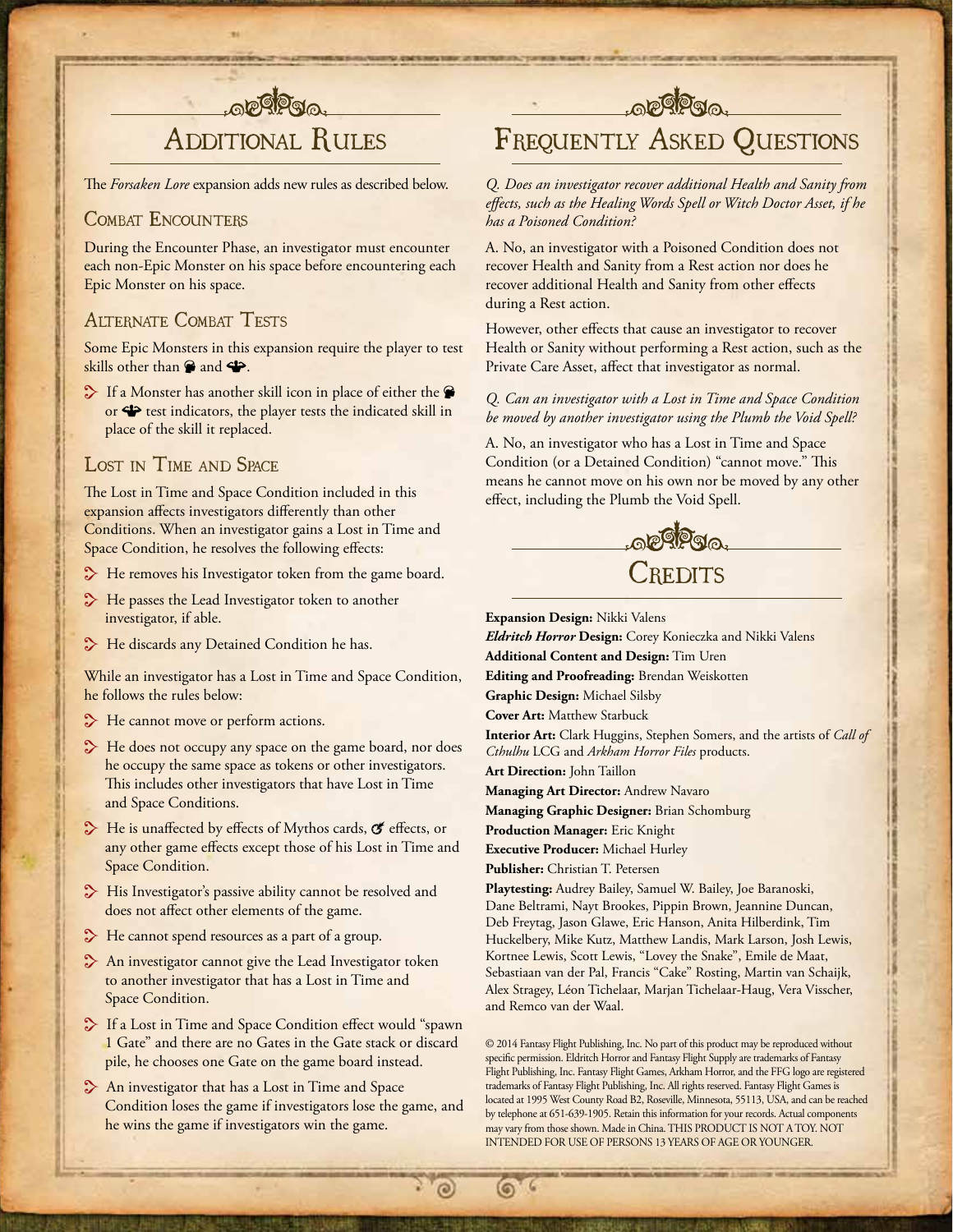# Additional Rules

The *Forsaken Lore* expansion adds new rules as described below.

## Combat Encounters

During the Encounter Phase, an investigator must encounter each non-Epic Monster on his space before encountering each Epic Monster on his space.

## Alternate Combat Tests

Some Epic Monsters in this expansion require the player to test skills other than 🗣 and ✥.

- If a Monster has another skill icon in place of either the 🗣 or ✥ test indicators, the player tests the indicated skill in place of the skill it replaced.

## Lost in Time and Space

The Lost in Time and Space Condition included in this expansion affects investigators differently than other Conditions. When an investigator gains a Lost in Time and Space Condition, he resolves the following effects:

- He removes his Investigator token from the game board.
- He passes the Lead Investigator token to another investigator, if able.
- He discards any Detained Condition he has.

While an investigator has a Lost in Time and Space Condition, he follows the rules below:

- He cannot move or perform actions.
- He does not occupy any space on the game board, nor does he occupy the same space as tokens or other investigators. This includes other investigators that have Lost in Time and Space Conditions.
- He is unaffected by effects of Mythos cards, ♂ effects, or any other game effects except those of his Lost in Time and Space Condition.
- His Investigator's passive ability cannot be resolved and does not affect other elements of the game.
- He cannot spend resources as a part of a group.
- An investigator cannot give the Lead Investigator token to another investigator that has a Lost in Time and Space Condition.
- If a Lost in Time and Space Condition effect would "spawn 1 Gate" and there are no Gates in the Gate stack or discard pile, he chooses one Gate on the game board instead.
- An investigator that has a Lost in Time and Space Condition loses the game if investigators lose the game, and he wins the game if investigators win the game.

# Frequently Asked Questions

*Q. Does an investigator recover additional Health and Sanity from effects, such as the Healing Words Spell or Witch Doctor Asset, if he has a Poisoned Condition?*

A. No, an investigator with a Poisoned Condition does not recover Health and Sanity from a Rest action nor does he recover additional Health and Sanity from other effects during a Rest action.

However, other effects that cause an investigator to recover Health or Sanity without performing a Rest action, such as the Private Care Asset, affect that investigator as normal.

*Q. Can an investigator with a Lost in Time and Space Condition be moved by another investigator using the Plumb the Void Spell?*

A. No, an investigator who has a Lost in Time and Space Condition (or a Detained Condition) "cannot move." This means he cannot move on his own nor be moved by any other effect, including the Plumb the Void Spell.

# Credits

**Expansion Design:** Nikki Valens

***Eldritch Horror* Design:** Corey Konieczka and Nikki Valens

**Additional Content and Design:** Tim Uren

**Editing and Proofreading:** Brendan Weiskotten

**Graphic Design:** Michael Silsby

**Cover Art:** Matthew Starbuck

**Interior Art:** Clark Huggins, Stephen Somers, and the artists of *Call of Cthulhu* LCG and *Arkham Horror Files* products.

**Art Direction:** John Taillon

**Managing Art Director:** Andrew Navaro

**Managing Graphic Designer:** Brian Schomburg

**Production Manager:** Eric Knight

**Executive Producer:** Michael Hurley

**Publisher:** Christian T. Petersen

**Playtesting:** Audrey Bailey, Samuel W. Bailey, Joe Baranoski, Dane Beltrami, Nayt Brookes, Pippin Brown, Jeannine Duncan, Deb Freytag, Jason Glawe, Eric Hanson, Anita Hilberdink, Tim Huckelbery, Mike Kutz, Matthew Landis, Mark Larson, Josh Lewis, Kortnee Lewis, Scott Lewis, "Lovey the Snake", Emile de Maat, Sebastiaan van der Pal, Francis "Cake" Rosting, Martin van Schaijk, Alex Stragey, Léon Tichelaar, Marjan Tichelaar-Haug, Vera Visscher, and Remco van der Waal.

© 2014 Fantasy Flight Publishing, Inc. No part of this product may be reproduced without specific permission. Eldritch Horror and Fantasy Flight Supply are trademarks of Fantasy Flight Publishing, Inc. Fantasy Flight Games, Arkham Horror, and the FFG logo are registered trademarks of Fantasy Flight Publishing, Inc. All rights reserved. Fantasy Flight Games is located at 1995 West County Road B2, Roseville, Minnesota, 55113, USA, and can be reached by telephone at 651-639-1905. Retain this information for your records. Actual components may vary from those shown. Made in China. THIS PRODUCT IS NOT A TOY. NOT INTENDED FOR USE OF PERSONS 13 YEARS OF AGE OR YOUNGER.